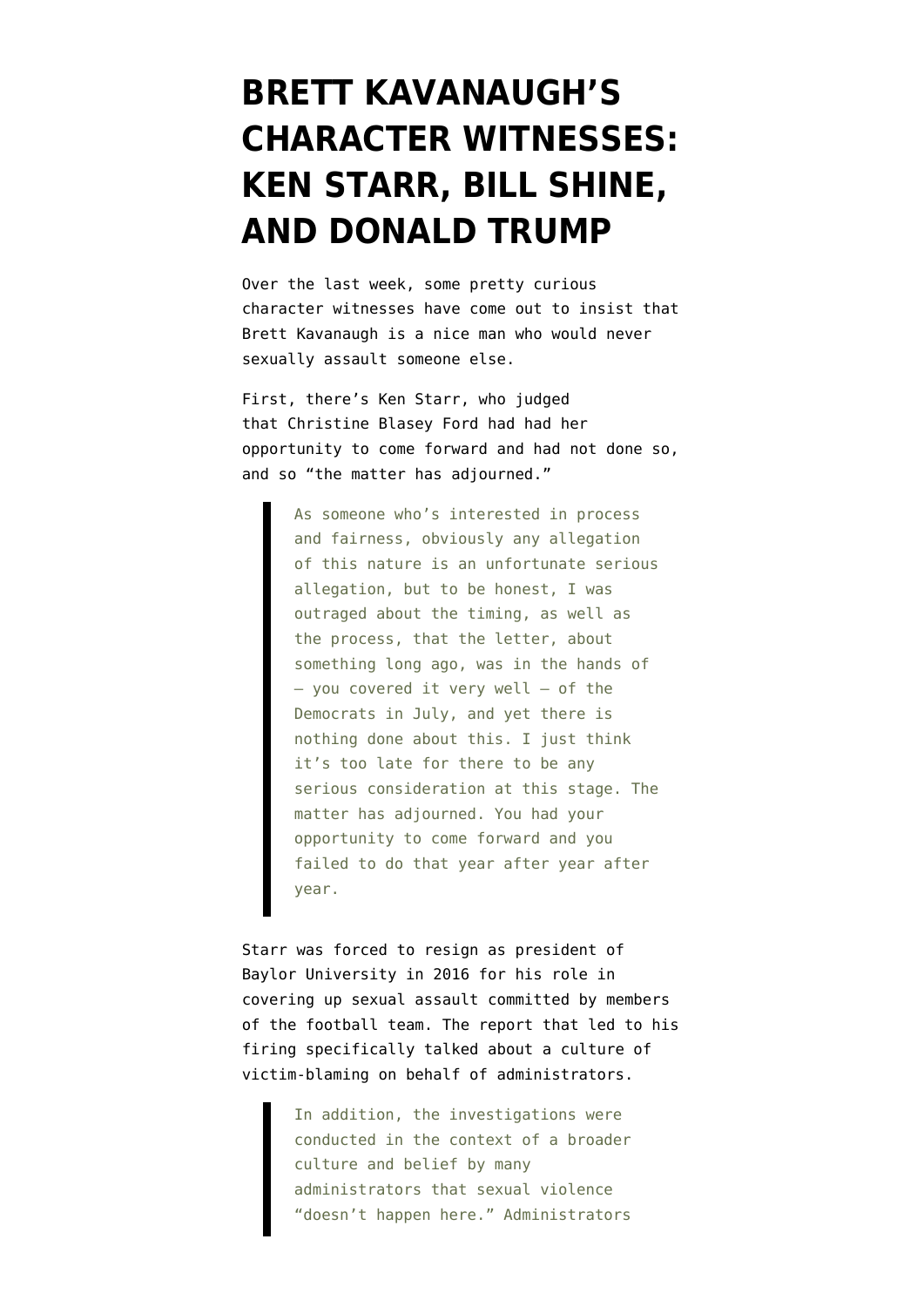# BRETT KAVANAUGH'S CHARACTER WITNESSES: KEN STARR, BILL SHINE, AND DONALD TRUMP

Over the last week, some pretty curious character witnesses have come out to insist that Brett Kavanaugh is a nice man who would never sexually assault someone else.

First, there's Ken Starr, who judged that Christine Blasey Ford had had her opportunity to come forward and had not done so, and so "the matter has adjourned."

> As someone who's interested in process and fairness, obviously any allegation of this nature is an unfortunate serious allegation, but to be honest, I was outraged about the timing, as well as the process, that the letter, about something long ago, was in the hands of — you covered it very well — of the Democrats in July, and yet there is nothing done about this. I just think it's too late for there to be any serious consideration at this stage. The matter has adjourned. You had your opportunity to come forward and you failed to do that year after year after year.

Starr was forced to resign as president of Baylor University in 2016 for his role in covering up sexual assault committed by members of the football team. The report that led to his firing specifically talked about a culture of victim-blaming on behalf of administrators.

> In addition, the investigations were conducted in the context of a broader culture and belief by many administrators that sexual violence "doesn't happen here." Administrators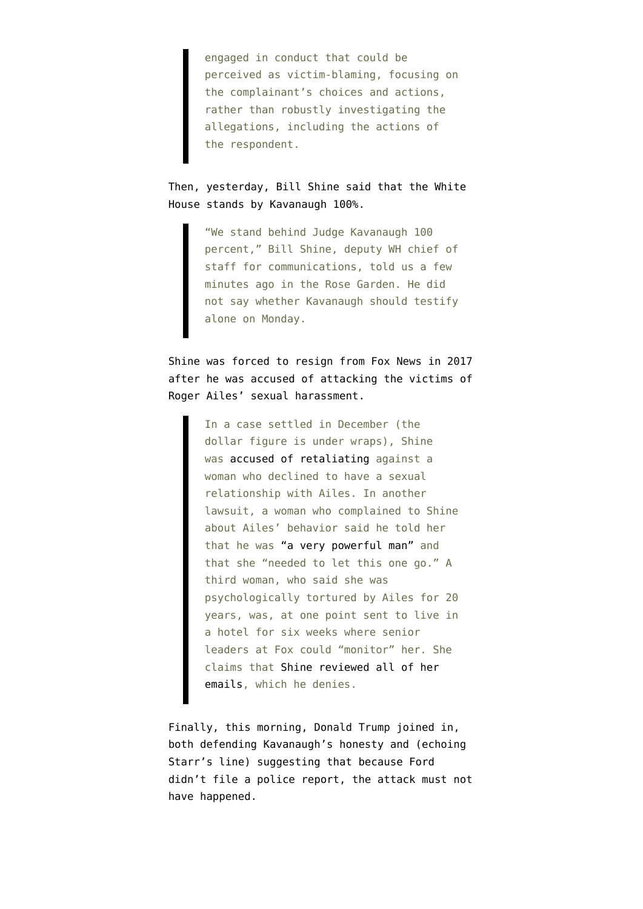> engaged in conduct that could be perceived as victim-blaming, focusing on the complainant's choices and actions, rather than robustly investigating the allegations, including the actions of the respondent.

Then, yesterday, Bill Shine said that the White House stands by Kavanaugh 100%.

> "We stand behind Judge Kavanaugh 100 percent," Bill Shine, deputy WH chief of staff for communications, told us a few minutes ago in the Rose Garden. He did not say whether Kavanaugh should testify alone on Monday.

Shine was forced to resign from Fox News in 2017 after he was accused of attacking the victims of Roger Ailes' sexual harassment.

> In a case settled in December (the dollar figure is under wraps), Shine was accused of retaliating against a woman who declined to have a sexual relationship with Ailes. In another lawsuit, a woman who complained to Shine about Ailes' behavior said he told her that he was "a very powerful man" and that she "needed to let this one go." A third woman, who said she was psychologically tortured by Ailes for 20 years, was, at one point sent to live in a hotel for six weeks where senior leaders at Fox could "monitor" her. She claims that Shine reviewed all of her emails, which he denies.

Finally, this morning, Donald Trump joined in, both defending Kavanaugh's honesty and (echoing Starr's line) suggesting that because Ford didn't file a police report, the attack must not have happened.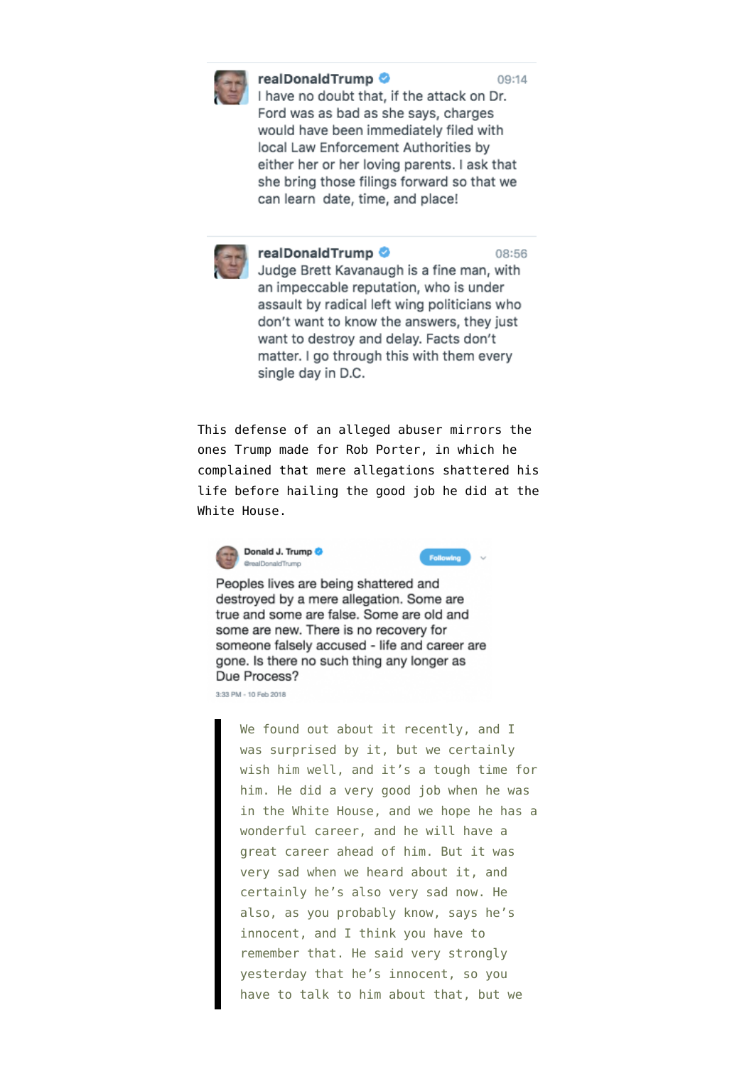realDonaldTrump 09:14

I have no doubt that, if the attack on Dr. Ford was as bad as she says, charges would have been immediately filed with local Law Enforcement Authorities by either her or her loving parents. I ask that she bring those filings forward so that we can learn date, time, and place!

realDonaldTrump 08:56

Judge Brett Kavanaugh is a fine man, with an impeccable reputation, who is under assault by radical left wing politicians who don't want to know the answers, they just want to destroy and delay. Facts don't matter. I go through this with them every single day in D.C.

This defense of an alleged abuser mirrors the ones Trump made for Rob Porter, in which he complained that mere allegations shattered his life before hailing the good job he did at the White House.

Donald J. Trump
@realDonaldTrump

Peoples lives are being shattered and destroyed by a mere allegation. Some are true and some are false. Some are old and some are new. There is no recovery for someone falsely accused - life and career are gone. Is there no such thing any longer as Due Process?

3:33 PM - 10 Feb 2018

> We found out about it recently, and I was surprised by it, but we certainly wish him well, and it's a tough time for him. He did a very good job when he was in the White House, and we hope he has a wonderful career, and he will have a great career ahead of him. But it was very sad when we heard about it, and certainly he's also very sad now. He also, as you probably know, says he's innocent, and I think you have to remember that. He said very strongly yesterday that he's innocent, so you have to talk to him about that, but we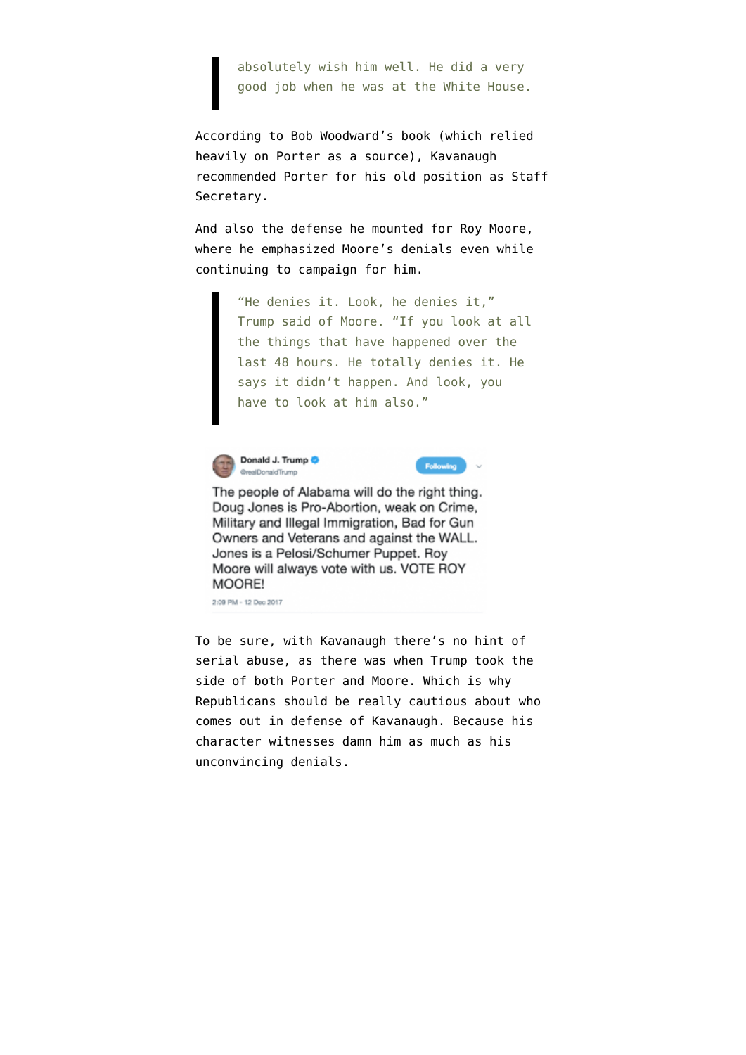> absolutely wish him well. He did a very good job when he was at the White House.

According to Bob Woodward's book (which relied heavily on Porter as a source), Kavanaugh recommended Porter for his old position as Staff Secretary.

And also the defense he mounted for Roy Moore, where he emphasized Moore's denials even while continuing to campaign for him.

> "He denies it. Look, he denies it," Trump said of Moore. "If you look at all the things that have happened over the last 48 hours. He totally denies it. He says it didn't happen. And look, you have to look at him also."

Donald J. Trump
@realDonaldTrump

The people of Alabama will do the right thing. Doug Jones is Pro-Abortion, weak on Crime, Military and Illegal Immigration, Bad for Gun Owners and Veterans and against the WALL. Jones is a Pelosi/Schumer Puppet. Roy Moore will always vote with us. VOTE ROY MOORE!

2:09 PM - 12 Dec 2017

To be sure, with Kavanaugh there's no hint of serial abuse, as there was when Trump took the side of both Porter and Moore. Which is why Republicans should be really cautious about who comes out in defense of Kavanaugh. Because his character witnesses damn him as much as his unconvincing denials.